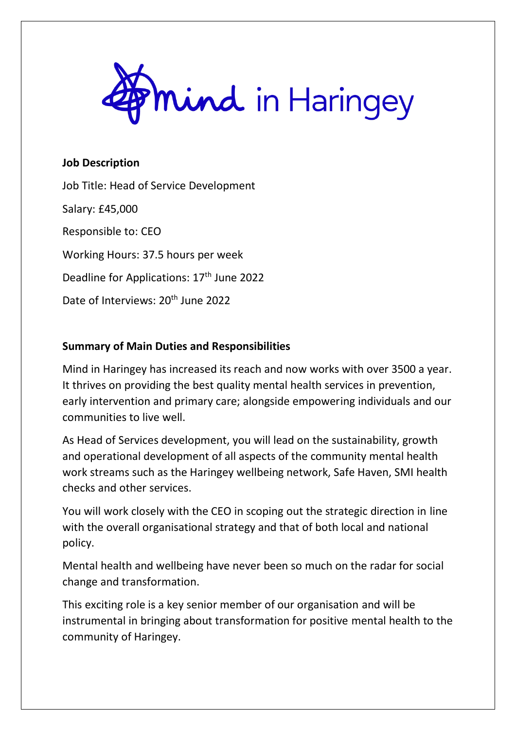Mind in Haringey

**Job Description**

Job Title: Head of Service Development

Salary: £45,000

Responsible to: CEO

Working Hours: 37.5 hours per week

Deadline for Applications: 17th June 2022

Date of Interviews: 20th June 2022

**Summary of Main Duties and Responsibilities**

Mind in Haringey has increased its reach and now works with over 3500 a year. It thrives on providing the best quality mental health services in prevention, early intervention and primary care; alongside empowering individuals and our communities to live well.

As Head of Services development, you will lead on the sustainability, growth and operational development of all aspects of the community mental health work streams such as the Haringey wellbeing network, Safe Haven, SMI health checks and other services.

You will work closely with the CEO in scoping out the strategic direction in line with the overall organisational strategy and that of both local and national policy.

Mental health and wellbeing have never been so much on the radar for social change and transformation.

This exciting role is a key senior member of our organisation and will be instrumental in bringing about transformation for positive mental health to the community of Haringey.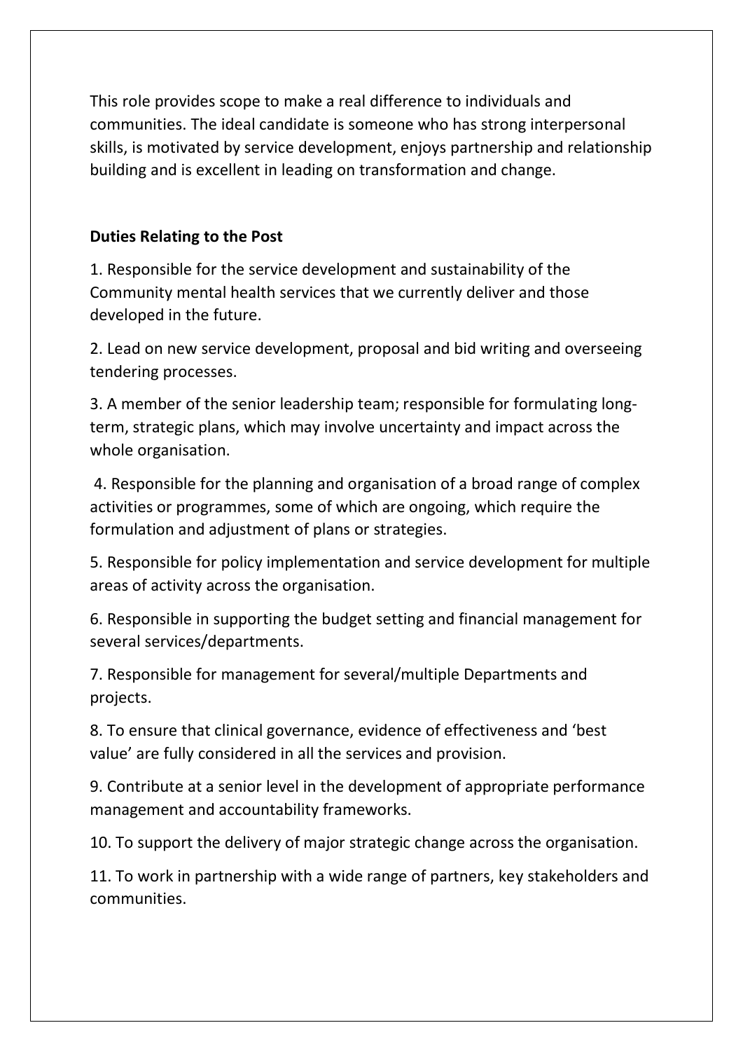This role provides scope to make a real difference to individuals and communities. The ideal candidate is someone who has strong interpersonal skills, is motivated by service development, enjoys partnership and relationship building and is excellent in leading on transformation and change.

**Duties Relating to the Post**

1. Responsible for the service development and sustainability of the Community mental health services that we currently deliver and those developed in the future.

2. Lead on new service development, proposal and bid writing and overseeing tendering processes.

3. A member of the senior leadership team; responsible for formulating long-term, strategic plans, which may involve uncertainty and impact across the whole organisation.

4. Responsible for the planning and organisation of a broad range of complex activities or programmes, some of which are ongoing, which require the formulation and adjustment of plans or strategies.

5. Responsible for policy implementation and service development for multiple areas of activity across the organisation.

6. Responsible in supporting the budget setting and financial management for several services/departments.

7. Responsible for management for several/multiple Departments and projects.

8. To ensure that clinical governance, evidence of effectiveness and 'best value' are fully considered in all the services and provision.

9. Contribute at a senior level in the development of appropriate performance management and accountability frameworks.

10. To support the delivery of major strategic change across the organisation.

11. To work in partnership with a wide range of partners, key stakeholders and communities.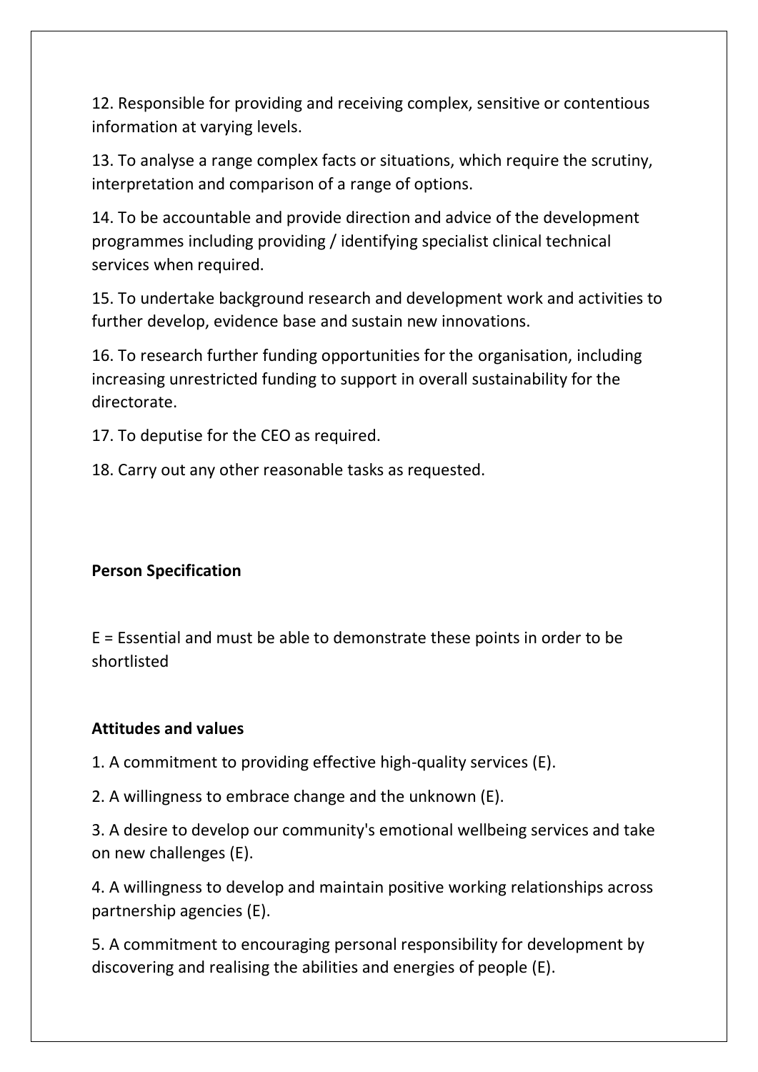12. Responsible for providing and receiving complex, sensitive or contentious information at varying levels.

13. To analyse a range complex facts or situations, which require the scrutiny, interpretation and comparison of a range of options.

14. To be accountable and provide direction and advice of the development programmes including providing / identifying specialist clinical technical services when required.

15. To undertake background research and development work and activities to further develop, evidence base and sustain new innovations.

16. To research further funding opportunities for the organisation, including increasing unrestricted funding to support in overall sustainability for the directorate.

17. To deputise for the CEO as required.

18. Carry out any other reasonable tasks as requested.

**Person Specification**

E = Essential and must be able to demonstrate these points in order to be shortlisted

**Attitudes and values**

1. A commitment to providing effective high-quality services (E).

2. A willingness to embrace change and the unknown (E).

3. A desire to develop our community's emotional wellbeing services and take on new challenges (E).

4. A willingness to develop and maintain positive working relationships across partnership agencies (E).

5. A commitment to encouraging personal responsibility for development by discovering and realising the abilities and energies of people (E).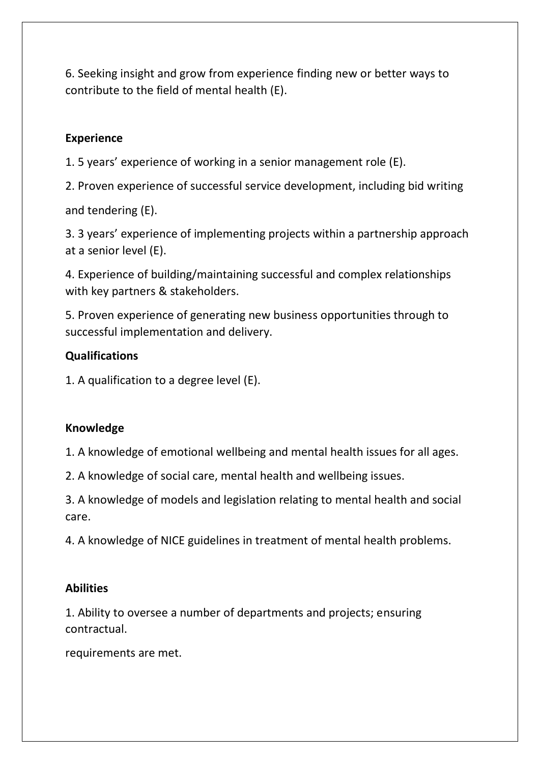6. Seeking insight and grow from experience finding new or better ways to contribute to the field of mental health (E).

**Experience**

1. 5 years' experience of working in a senior management role (E).

2. Proven experience of successful service development, including bid writing

and tendering (E).

3. 3 years' experience of implementing projects within a partnership approach at a senior level (E).

4. Experience of building/maintaining successful and complex relationships with key partners & stakeholders.

5. Proven experience of generating new business opportunities through to successful implementation and delivery.

**Qualifications**

1. A qualification to a degree level (E).

**Knowledge**

1. A knowledge of emotional wellbeing and mental health issues for all ages.

2. A knowledge of social care, mental health and wellbeing issues.

3. A knowledge of models and legislation relating to mental health and social care.

4. A knowledge of NICE guidelines in treatment of mental health problems.

**Abilities**

1. Ability to oversee a number of departments and projects; ensuring contractual.

requirements are met.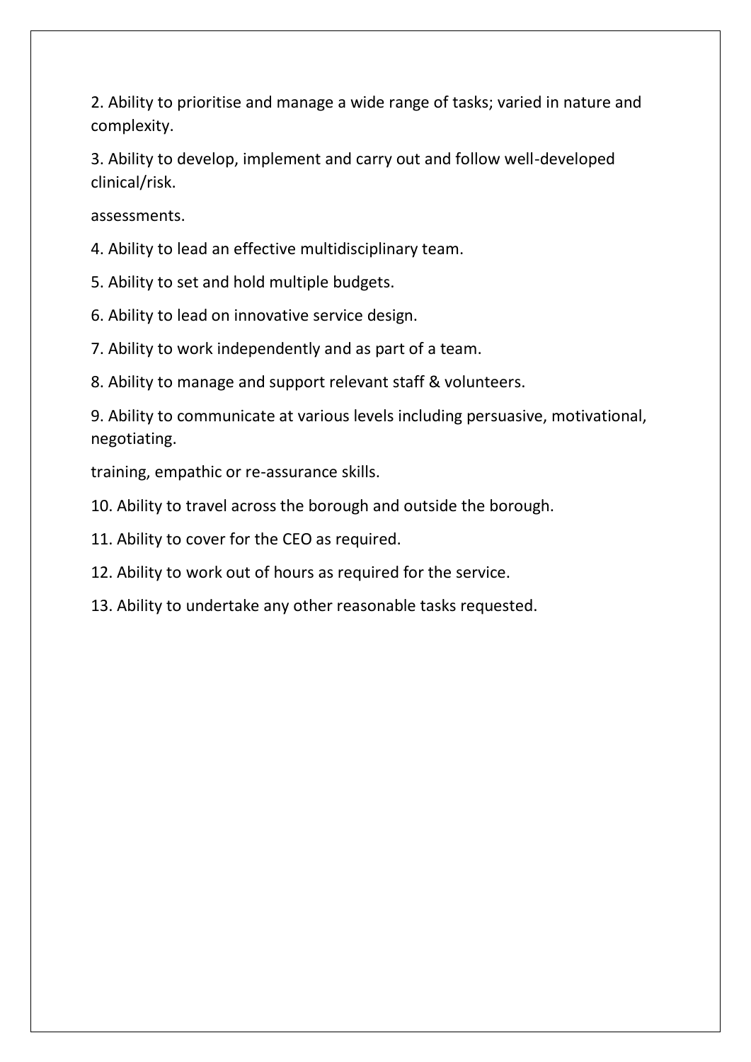2. Ability to prioritise and manage a wide range of tasks; varied in nature and complexity.

3. Ability to develop, implement and carry out and follow well-developed clinical/risk.

assessments.

4. Ability to lead an effective multidisciplinary team.

5. Ability to set and hold multiple budgets.

6. Ability to lead on innovative service design.

7. Ability to work independently and as part of a team.

8. Ability to manage and support relevant staff & volunteers.

9. Ability to communicate at various levels including persuasive, motivational, negotiating.

training, empathic or re-assurance skills.

10. Ability to travel across the borough and outside the borough.

11. Ability to cover for the CEO as required.

12. Ability to work out of hours as required for the service.

13. Ability to undertake any other reasonable tasks requested.